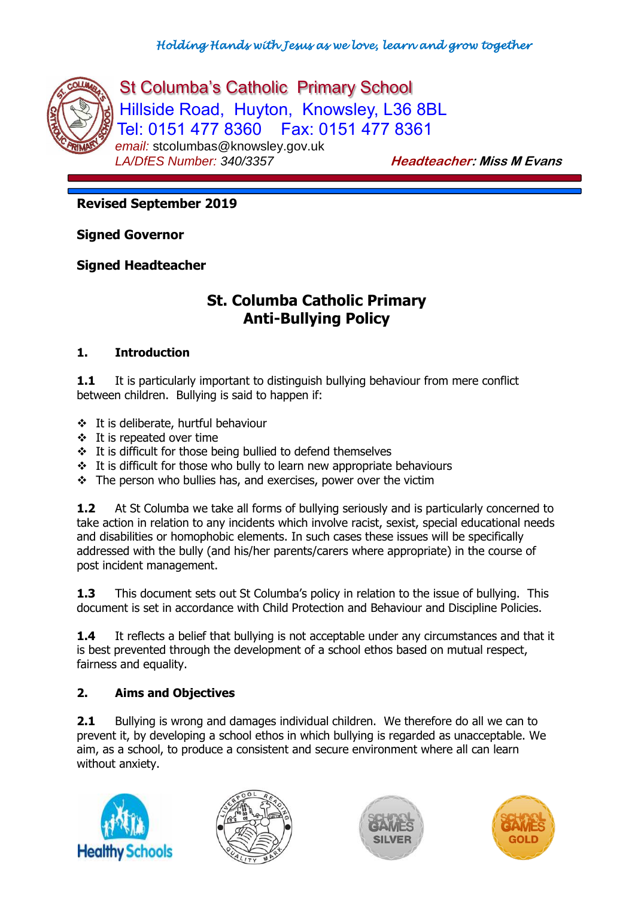*Holding Hands with Jesus as we love, learn and grow together*

St Columba's Catholic Primary School
Hillside Road, Huyton, Knowsley, L36 8BL
Tel: 0151 477 8360 Fax: 0151 477 8361
*email:* stcolumbas@knowsley.gov.uk
*LA/DfES Number:* *340/3357*
***Headteacher:*** ***Miss M Evans***

**Revised September 2019**

**Signed Governor**

**Signed Headteacher**

# St. Columba Catholic Primary
# Anti-Bullying Policy

## 1. Introduction

**1.1** It is particularly important to distinguish bullying behaviour from mere conflict between children. Bullying is said to happen if:

- It is deliberate, hurtful behaviour
- It is repeated over time
- It is difficult for those being bullied to defend themselves
- It is difficult for those who bully to learn new appropriate behaviours
- The person who bullies has, and exercises, power over the victim

**1.2** At St Columba we take all forms of bullying seriously and is particularly concerned to take action in relation to any incidents which involve racist, sexist, special educational needs and disabilities or homophobic elements. In such cases these issues will be specifically addressed with the bully (and his/her parents/carers where appropriate) in the course of post incident management.

**1.3** This document sets out St Columba's policy in relation to the issue of bullying. This document is set in accordance with Child Protection and Behaviour and Discipline Policies.

**1.4** It reflects a belief that bullying is not acceptable under any circumstances and that it is best prevented through the development of a school ethos based on mutual respect, fairness and equality.

## 2. Aims and Objectives

**2.1** Bullying is wrong and damages individual children. We therefore do all we can to prevent it, by developing a school ethos in which bullying is regarded as unacceptable. We aim, as a school, to produce a consistent and secure environment where all can learn without anxiety.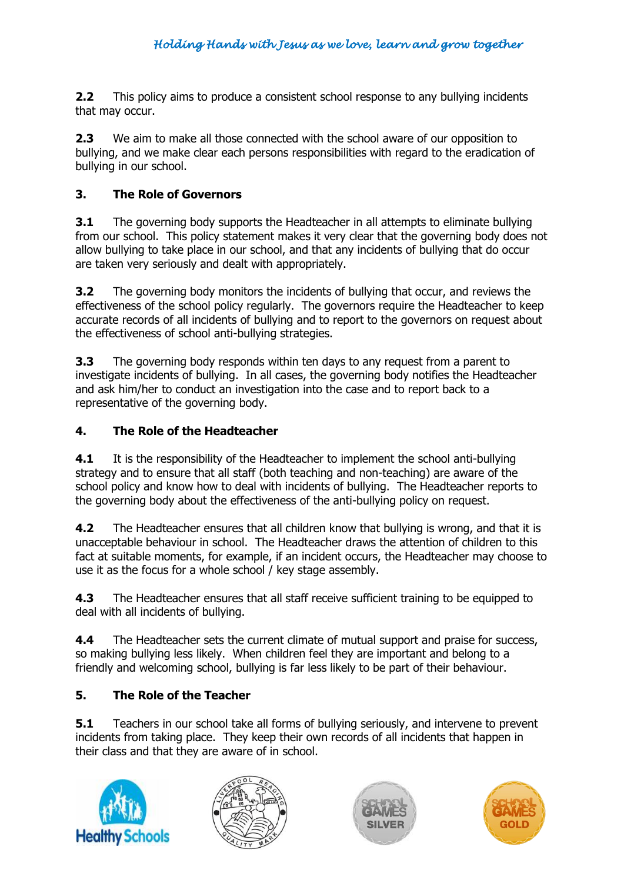**2.2** This policy aims to produce a consistent school response to any bullying incidents that may occur.

**2.3** We aim to make all those connected with the school aware of our opposition to bullying, and we make clear each persons responsibilities with regard to the eradication of bullying in our school.

## 3. The Role of Governors

**3.1** The governing body supports the Headteacher in all attempts to eliminate bullying from our school. This policy statement makes it very clear that the governing body does not allow bullying to take place in our school, and that any incidents of bullying that do occur are taken very seriously and dealt with appropriately.

**3.2** The governing body monitors the incidents of bullying that occur, and reviews the effectiveness of the school policy regularly. The governors require the Headteacher to keep accurate records of all incidents of bullying and to report to the governors on request about the effectiveness of school anti-bullying strategies.

**3.3** The governing body responds within ten days to any request from a parent to investigate incidents of bullying. In all cases, the governing body notifies the Headteacher and ask him/her to conduct an investigation into the case and to report back to a representative of the governing body.

## 4. The Role of the Headteacher

**4.1** It is the responsibility of the Headteacher to implement the school anti-bullying strategy and to ensure that all staff (both teaching and non-teaching) are aware of the school policy and know how to deal with incidents of bullying. The Headteacher reports to the governing body about the effectiveness of the anti-bullying policy on request.

**4.2** The Headteacher ensures that all children know that bullying is wrong, and that it is unacceptable behaviour in school. The Headteacher draws the attention of children to this fact at suitable moments, for example, if an incident occurs, the Headteacher may choose to use it as the focus for a whole school / key stage assembly.

**4.3** The Headteacher ensures that all staff receive sufficient training to be equipped to deal with all incidents of bullying.

**4.4** The Headteacher sets the current climate of mutual support and praise for success, so making bullying less likely. When children feel they are important and belong to a friendly and welcoming school, bullying is far less likely to be part of their behaviour.

## 5. The Role of the Teacher

**5.1** Teachers in our school take all forms of bullying seriously, and intervene to prevent incidents from taking place. They keep their own records of all incidents that happen in their class and that they are aware of in school.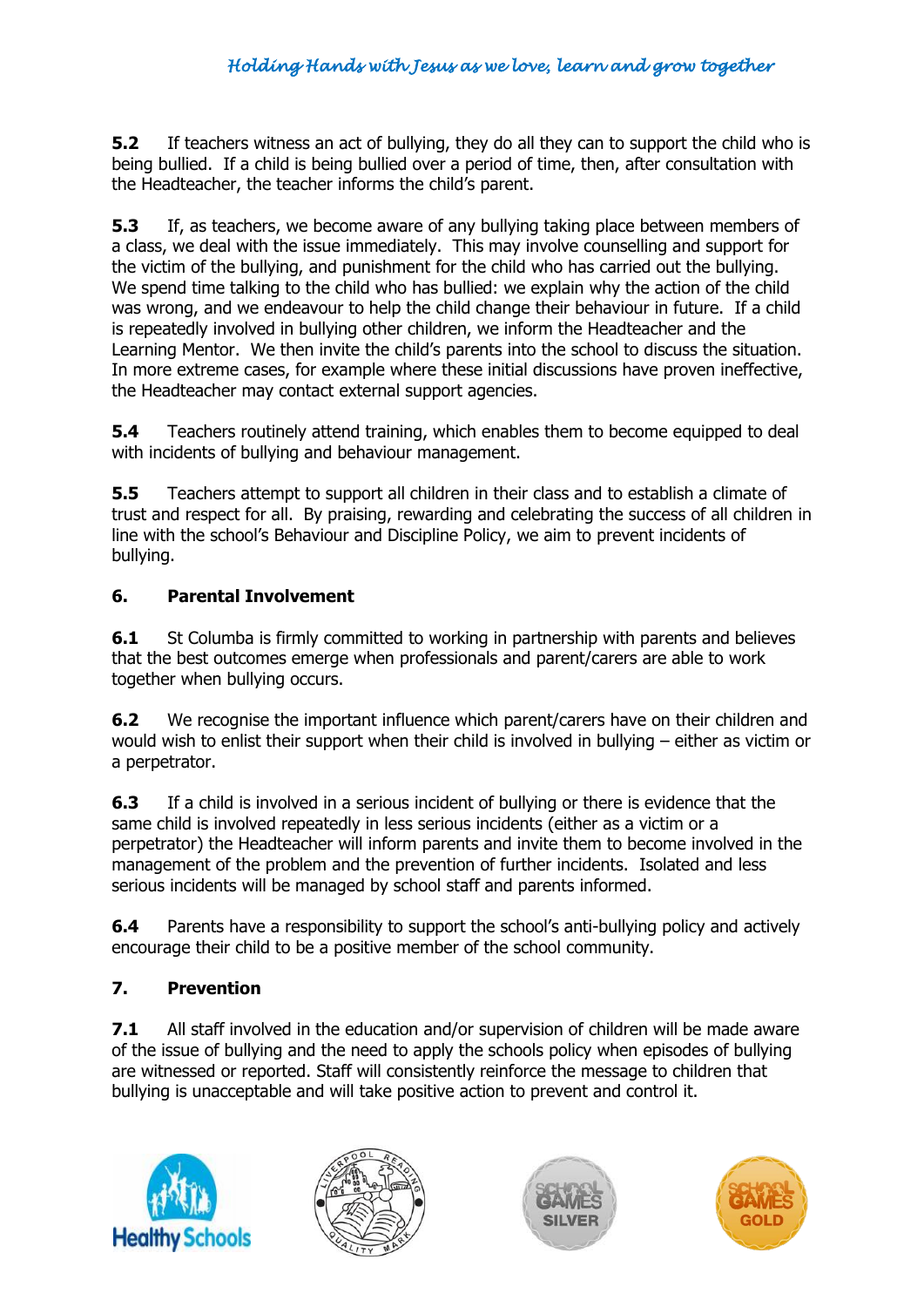**5.2** If teachers witness an act of bullying, they do all they can to support the child who is being bullied. If a child is being bullied over a period of time, then, after consultation with the Headteacher, the teacher informs the child's parent.

**5.3** If, as teachers, we become aware of any bullying taking place between members of a class, we deal with the issue immediately. This may involve counselling and support for the victim of the bullying, and punishment for the child who has carried out the bullying. We spend time talking to the child who has bullied: we explain why the action of the child was wrong, and we endeavour to help the child change their behaviour in future. If a child is repeatedly involved in bullying other children, we inform the Headteacher and the Learning Mentor. We then invite the child's parents into the school to discuss the situation. In more extreme cases, for example where these initial discussions have proven ineffective, the Headteacher may contact external support agencies.

**5.4** Teachers routinely attend training, which enables them to become equipped to deal with incidents of bullying and behaviour management.

**5.5** Teachers attempt to support all children in their class and to establish a climate of trust and respect for all. By praising, rewarding and celebrating the success of all children in line with the school's Behaviour and Discipline Policy, we aim to prevent incidents of bullying.

## 6. Parental Involvement

**6.1** St Columba is firmly committed to working in partnership with parents and believes that the best outcomes emerge when professionals and parent/carers are able to work together when bullying occurs.

**6.2** We recognise the important influence which parent/carers have on their children and would wish to enlist their support when their child is involved in bullying – either as victim or a perpetrator.

**6.3** If a child is involved in a serious incident of bullying or there is evidence that the same child is involved repeatedly in less serious incidents (either as a victim or a perpetrator) the Headteacher will inform parents and invite them to become involved in the management of the problem and the prevention of further incidents. Isolated and less serious incidents will be managed by school staff and parents informed.

**6.4** Parents have a responsibility to support the school's anti-bullying policy and actively encourage their child to be a positive member of the school community.

## 7. Prevention

**7.1** All staff involved in the education and/or supervision of children will be made aware of the issue of bullying and the need to apply the schools policy when episodes of bullying are witnessed or reported. Staff will consistently reinforce the message to children that bullying is unacceptable and will take positive action to prevent and control it.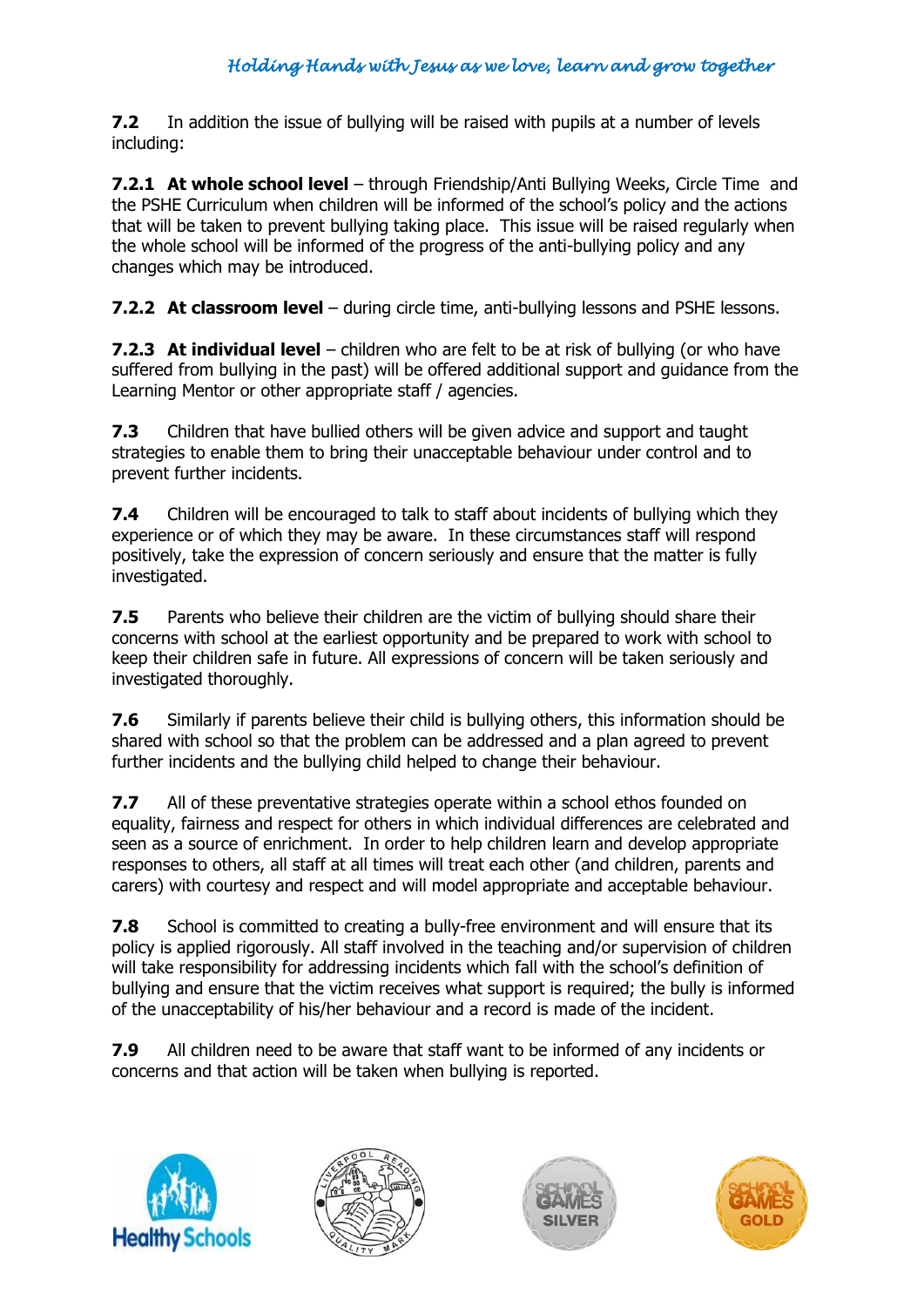**7.2** In addition the issue of bullying will be raised with pupils at a number of levels including:

**7.2.1 At whole school level** – through Friendship/Anti Bullying Weeks, Circle Time and the PSHE Curriculum when children will be informed of the school's policy and the actions that will be taken to prevent bullying taking place. This issue will be raised regularly when the whole school will be informed of the progress of the anti-bullying policy and any changes which may be introduced.

**7.2.2 At classroom level** – during circle time, anti-bullying lessons and PSHE lessons.

**7.2.3 At individual level** – children who are felt to be at risk of bullying (or who have suffered from bullying in the past) will be offered additional support and guidance from the Learning Mentor or other appropriate staff / agencies.

**7.3** Children that have bullied others will be given advice and support and taught strategies to enable them to bring their unacceptable behaviour under control and to prevent further incidents.

**7.4** Children will be encouraged to talk to staff about incidents of bullying which they experience or of which they may be aware. In these circumstances staff will respond positively, take the expression of concern seriously and ensure that the matter is fully investigated.

**7.5** Parents who believe their children are the victim of bullying should share their concerns with school at the earliest opportunity and be prepared to work with school to keep their children safe in future. All expressions of concern will be taken seriously and investigated thoroughly.

**7.6** Similarly if parents believe their child is bullying others, this information should be shared with school so that the problem can be addressed and a plan agreed to prevent further incidents and the bullying child helped to change their behaviour.

**7.7** All of these preventative strategies operate within a school ethos founded on equality, fairness and respect for others in which individual differences are celebrated and seen as a source of enrichment. In order to help children learn and develop appropriate responses to others, all staff at all times will treat each other (and children, parents and carers) with courtesy and respect and will model appropriate and acceptable behaviour.

**7.8** School is committed to creating a bully-free environment and will ensure that its policy is applied rigorously. All staff involved in the teaching and/or supervision of children will take responsibility for addressing incidents which fall with the school's definition of bullying and ensure that the victim receives what support is required; the bully is informed of the unacceptability of his/her behaviour and a record is made of the incident.

**7.9** All children need to be aware that staff want to be informed of any incidents or concerns and that action will be taken when bullying is reported.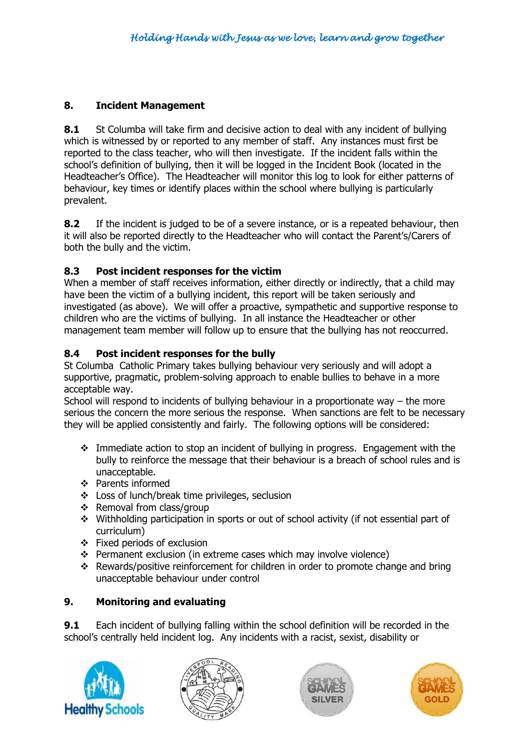## 8. Incident Management

**8.1** St Columba will take firm and decisive action to deal with any incident of bullying which is witnessed by or reported to any member of staff. Any instances must first be reported to the class teacher, who will then investigate. If the incident falls within the school's definition of bullying, then it will be logged in the Incident Book (located in the Headteacher's Office). The Headteacher will monitor this log to look for either patterns of behaviour, key times or identify places within the school where bullying is particularly prevalent.

**8.2** If the incident is judged to be of a severe instance, or is a repeated behaviour, then it will also be reported directly to the Headteacher who will contact the Parent's/Carers of both the bully and the victim.

### 8.3 Post incident responses for the victim

When a member of staff receives information, either directly or indirectly, that a child may have been the victim of a bullying incident, this report will be taken seriously and investigated (as above). We will offer a proactive, sympathetic and supportive response to children who are the victims of bullying. In all instance the Headteacher or other management team member will follow up to ensure that the bullying has not reoccurred.

### 8.4 Post incident responses for the bully

St Columba Catholic Primary takes bullying behaviour very seriously and will adopt a supportive, pragmatic, problem-solving approach to enable bullies to behave in a more acceptable way.

School will respond to incidents of bullying behaviour in a proportionate way – the more serious the concern the more serious the response. When sanctions are felt to be necessary they will be applied consistently and fairly. The following options will be considered:

- Immediate action to stop an incident of bullying in progress. Engagement with the bully to reinforce the message that their behaviour is a breach of school rules and is unacceptable.
- Parents informed
- Loss of lunch/break time privileges, seclusion
- Removal from class/group
- Withholding participation in sports or out of school activity (if not essential part of curriculum)
- Fixed periods of exclusion
- Permanent exclusion (in extreme cases which may involve violence)
- Rewards/positive reinforcement for children in order to promote change and bring unacceptable behaviour under control

## 9. Monitoring and evaluating

**9.1** Each incident of bullying falling within the school definition will be recorded in the school's centrally held incident log. Any incidents with a racist, sexist, disability or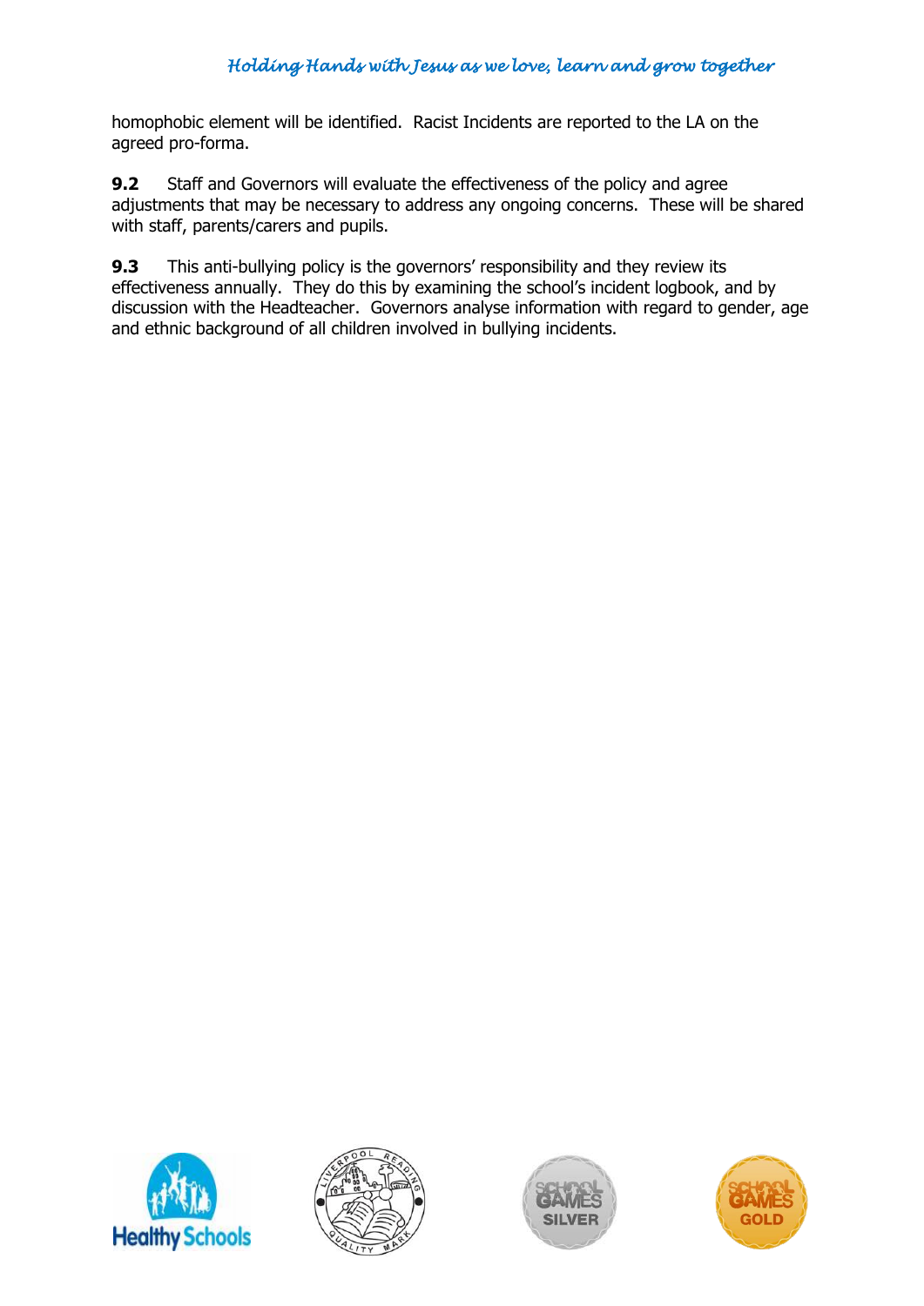homophobic element will be identified. Racist Incidents are reported to the LA on the agreed pro-forma.

**9.2** Staff and Governors will evaluate the effectiveness of the policy and agree adjustments that may be necessary to address any ongoing concerns. These will be shared with staff, parents/carers and pupils.

**9.3** This anti-bullying policy is the governors' responsibility and they review its effectiveness annually. They do this by examining the school's incident logbook, and by discussion with the Headteacher. Governors analyse information with regard to gender, age and ethnic background of all children involved in bullying incidents.